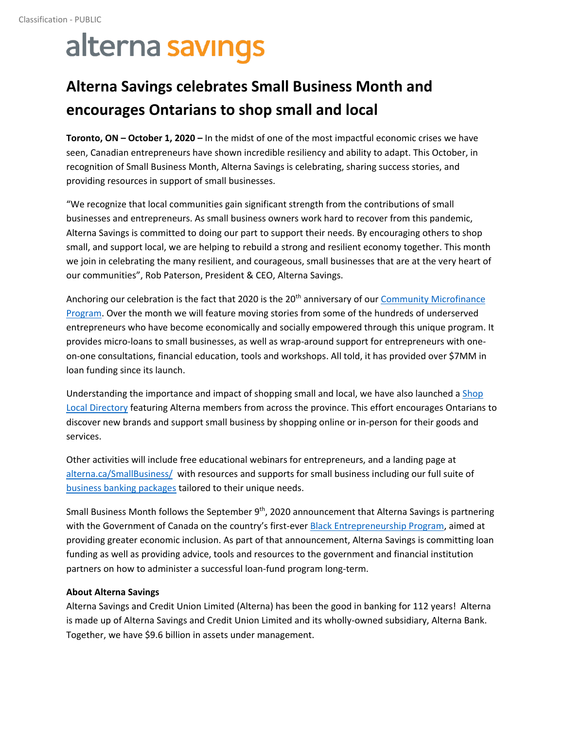Classification - PUBLIC

alterna savings

# Alterna Savings celebrates Small Business Month and encourages Ontarians to shop small and local

**Toronto, ON – October 1, 2020 –** In the midst of one of the most impactful economic crises we have seen, Canadian entrepreneurs have shown incredible resiliency and ability to adapt. This October, in recognition of Small Business Month, Alterna Savings is celebrating, sharing success stories, and providing resources in support of small businesses.

"We recognize that local communities gain significant strength from the contributions of small businesses and entrepreneurs. As small business owners work hard to recover from this pandemic, Alterna Savings is committed to doing our part to support their needs. By encouraging others to shop small, and support local, we are helping to rebuild a strong and resilient economy together. This month we join in celebrating the many resilient, and courageous, small businesses that are at the very heart of our communities", Rob Paterson, President & CEO, Alterna Savings.

Anchoring our celebration is the fact that 2020 is the 20th anniversary of our Community Microfinance Program. Over the month we will feature moving stories from some of the hundreds of underserved entrepreneurs who have become economically and socially empowered through this unique program. It provides micro-loans to small businesses, as well as wrap-around support for entrepreneurs with one-on-one consultations, financial education, tools and workshops. All told, it has provided over $7MM in loan funding since its launch.

Understanding the importance and impact of shopping small and local, we have also launched a Shop Local Directory featuring Alterna members from across the province. This effort encourages Ontarians to discover new brands and support small business by shopping online or in-person for their goods and services.

Other activities will include free educational webinars for entrepreneurs, and a landing page at alterna.ca/SmallBusiness/ with resources and supports for small business including our full suite of business banking packages tailored to their unique needs.

Small Business Month follows the September 9th, 2020 announcement that Alterna Savings is partnering with the Government of Canada on the country's first-ever Black Entrepreneurship Program, aimed at providing greater economic inclusion. As part of that announcement, Alterna Savings is committing loan funding as well as providing advice, tools and resources to the government and financial institution partners on how to administer a successful loan-fund program long-term.

**About Alterna Savings**

Alterna Savings and Credit Union Limited (Alterna) has been the good in banking for 112 years! Alterna is made up of Alterna Savings and Credit Union Limited and its wholly-owned subsidiary, Alterna Bank. Together, we have $9.6 billion in assets under management.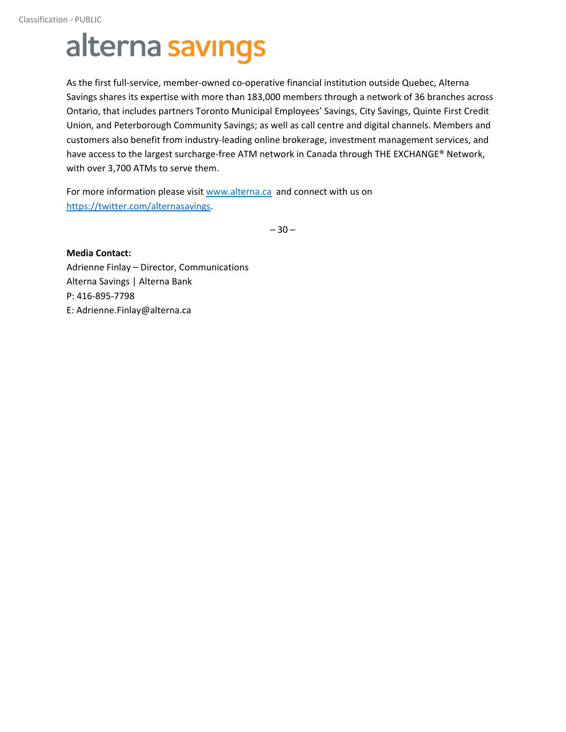alterna savings

As the first full-service, member-owned co-operative financial institution outside Quebec, Alterna Savings shares its expertise with more than 183,000 members through a network of 36 branches across Ontario, that includes partners Toronto Municipal Employees' Savings, City Savings, Quinte First Credit Union, and Peterborough Community Savings; as well as call centre and digital channels. Members and customers also benefit from industry-leading online brokerage, investment management services, and have access to the largest surcharge-free ATM network in Canada through THE EXCHANGE® Network, with over 3,700 ATMs to serve them.

For more information please visit [www.alterna.ca](http://www.alterna.ca) and connect with us on [https://twitter.com/alternasavings](https://twitter.com/alternasavings).

– 30 –

**Media Contact:**
Adrienne Finlay – Director, Communications
Alterna Savings | Alterna Bank
P: 416-895-7798
E: Adrienne.Finlay@alterna.ca